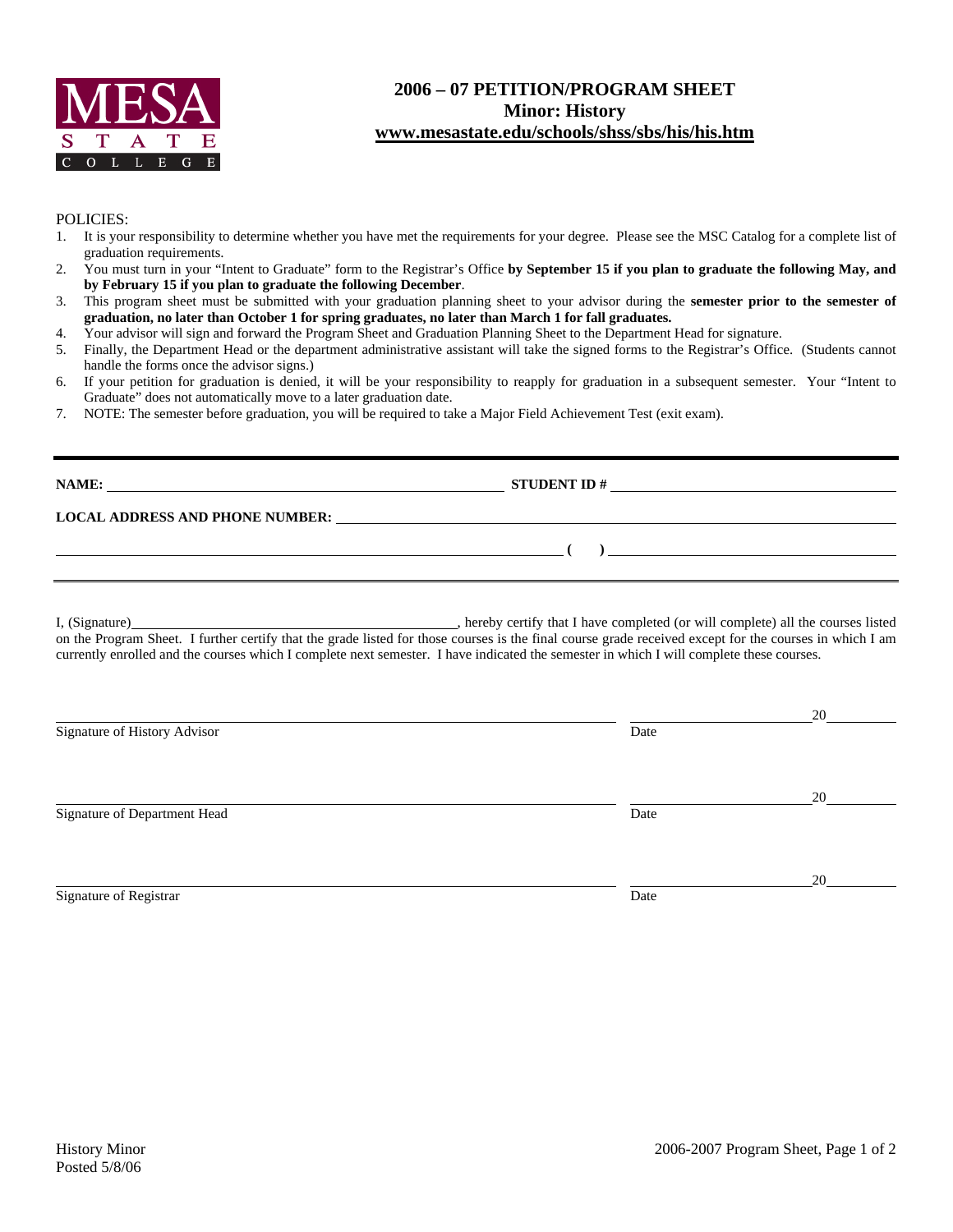MESA STATE COLLEGE

# 2006 – 07 PETITION/PROGRAM SHEET
## Minor: History
## www.mesastate.edu/schools/shss/sbs/his/his.htm

POLICIES:

1. It is your responsibility to determine whether you have met the requirements for your degree. Please see the MSC Catalog for a complete list of graduation requirements.
2. You must turn in your "Intent to Graduate" form to the Registrar's Office **by September 15 if you plan to graduate the following May, and by February 15 if you plan to graduate the following December**.
3. This program sheet must be submitted with your graduation planning sheet to your advisor during the **semester prior to the semester of graduation, no later than October 1 for spring graduates, no later than March 1 for fall graduates.**
4. Your advisor will sign and forward the Program Sheet and Graduation Planning Sheet to the Department Head for signature.
5. Finally, the Department Head or the department administrative assistant will take the signed forms to the Registrar's Office. (Students cannot handle the forms once the advisor signs.)
6. If your petition for graduation is denied, it will be your responsibility to reapply for graduation in a subsequent semester. Your "Intent to Graduate" does not automatically move to a later graduation date.
7. NOTE: The semester before graduation, you will be required to take a Major Field Achievement Test (exit exam).

---

**NAME:** ______________________________ **STUDENT ID #** ______________________________

**LOCAL ADDRESS AND PHONE NUMBER:** ______________________________

______________________________ **(    )** ______________________________

---

I, (Signature)______________________________, hereby certify that I have completed (or will complete) all the courses listed on the Program Sheet. I further certify that the grade listed for those courses is the final course grade received except for the courses in which I am currently enrolled and the courses which I complete next semester. I have indicated the semester in which I will complete these courses.

______________________________ ______________ 20______
Signature of History Advisor Date

______________________________ ______________ 20______
Signature of Department Head Date

______________________________ ______________ 20______
Signature of Registrar Date

History Minor
Posted 5/8/06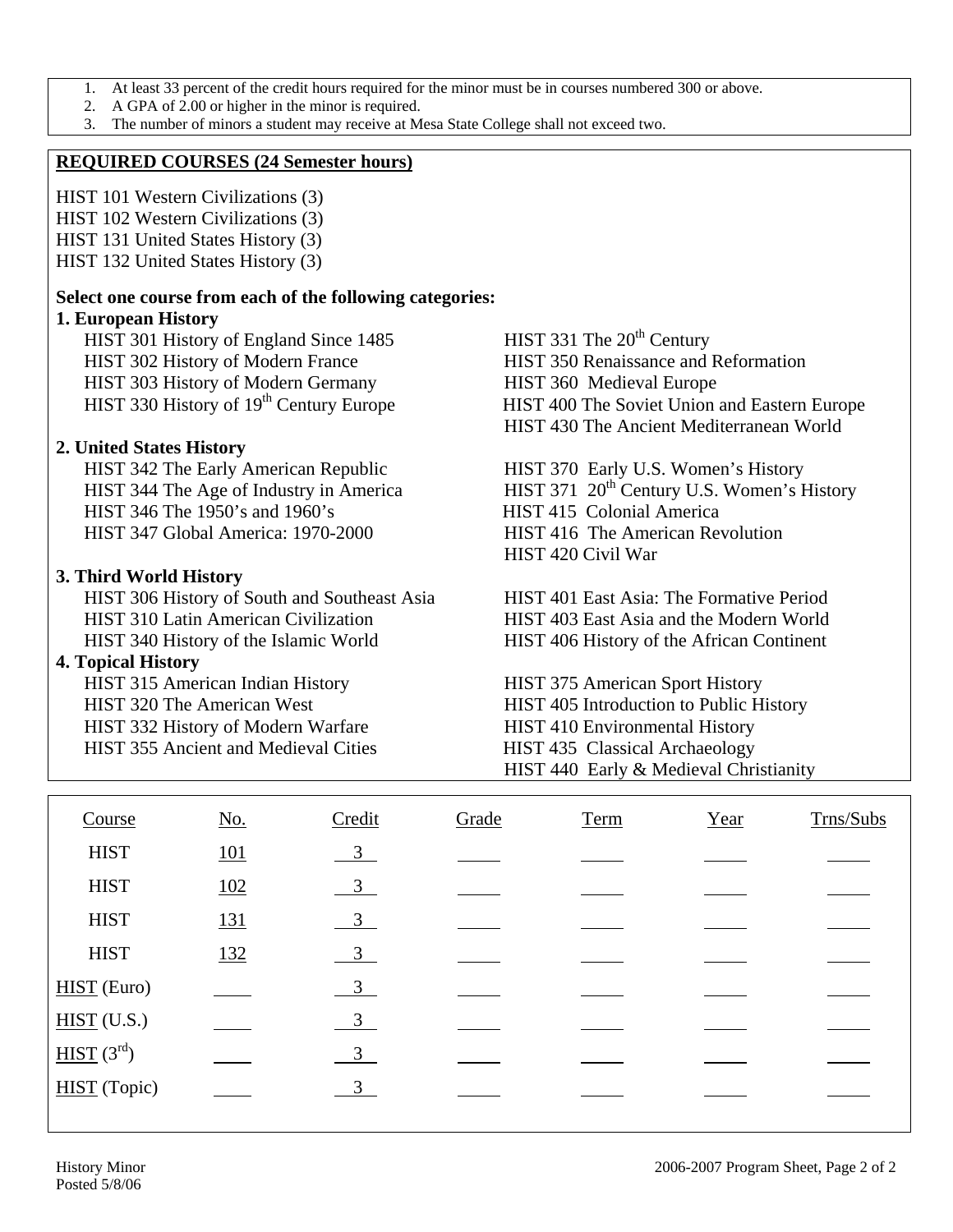1. At least 33 percent of the credit hours required for the minor must be in courses numbered 300 or above.
2. A GPA of 2.00 or higher in the minor is required.
3. The number of minors a student may receive at Mesa State College shall not exceed two.

**REQUIRED COURSES (24 Semester hours)**

HIST 101 Western Civilizations (3)
HIST 102 Western Civilizations (3)
HIST 131 United States History (3)
HIST 132 United States History (3)

**Select one course from each of the following categories:**

**1. European History**

HIST 301 History of England Since 1485
HIST 302 History of Modern France
HIST 303 History of Modern Germany
HIST 330 History of 19th Century Europe
HIST 331 The 20th Century
HIST 350 Renaissance and Reformation
HIST 360 Medieval Europe
HIST 400 The Soviet Union and Eastern Europe
HIST 430 The Ancient Mediterranean World

**2. United States History**

HIST 342 The Early American Republic
HIST 344 The Age of Industry in America
HIST 346 The 1950's and 1960's
HIST 347 Global America: 1970-2000
HIST 370 Early U.S. Women's History
HIST 371 20th Century U.S. Women's History
HIST 415 Colonial America
HIST 416 The American Revolution
HIST 420 Civil War

**3. Third World History**

HIST 306 History of South and Southeast Asia
HIST 310 Latin American Civilization
HIST 340 History of the Islamic World
HIST 401 East Asia: The Formative Period
HIST 403 East Asia and the Modern World
HIST 406 History of the African Continent

**4. Topical History**

HIST 315 American Indian History
HIST 320 The American West
HIST 332 History of Modern Warfare
HIST 355 Ancient and Medieval Cities
HIST 375 American Sport History
HIST 405 Introduction to Public History
HIST 410 Environmental History
HIST 435 Classical Archaeology
HIST 440 Early & Medieval Christianity

| Course | No. | Credit | Grade | Term | Year | Trns/Subs |
|---|---|---|---|---|---|---|
| HIST | 101 | 3 | | | | |
| HIST | 102 | 3 | | | | |
| HIST | 131 | 3 | | | | |
| HIST | 132 | 3 | | | | |
| HIST (Euro) | | 3 | | | | |
| HIST (U.S.) | | 3 | | | | |
| HIST (3rd) | | 3 | | | | |
| HIST (Topic) | | 3 | | | | |

History Minor
Posted 5/8/06